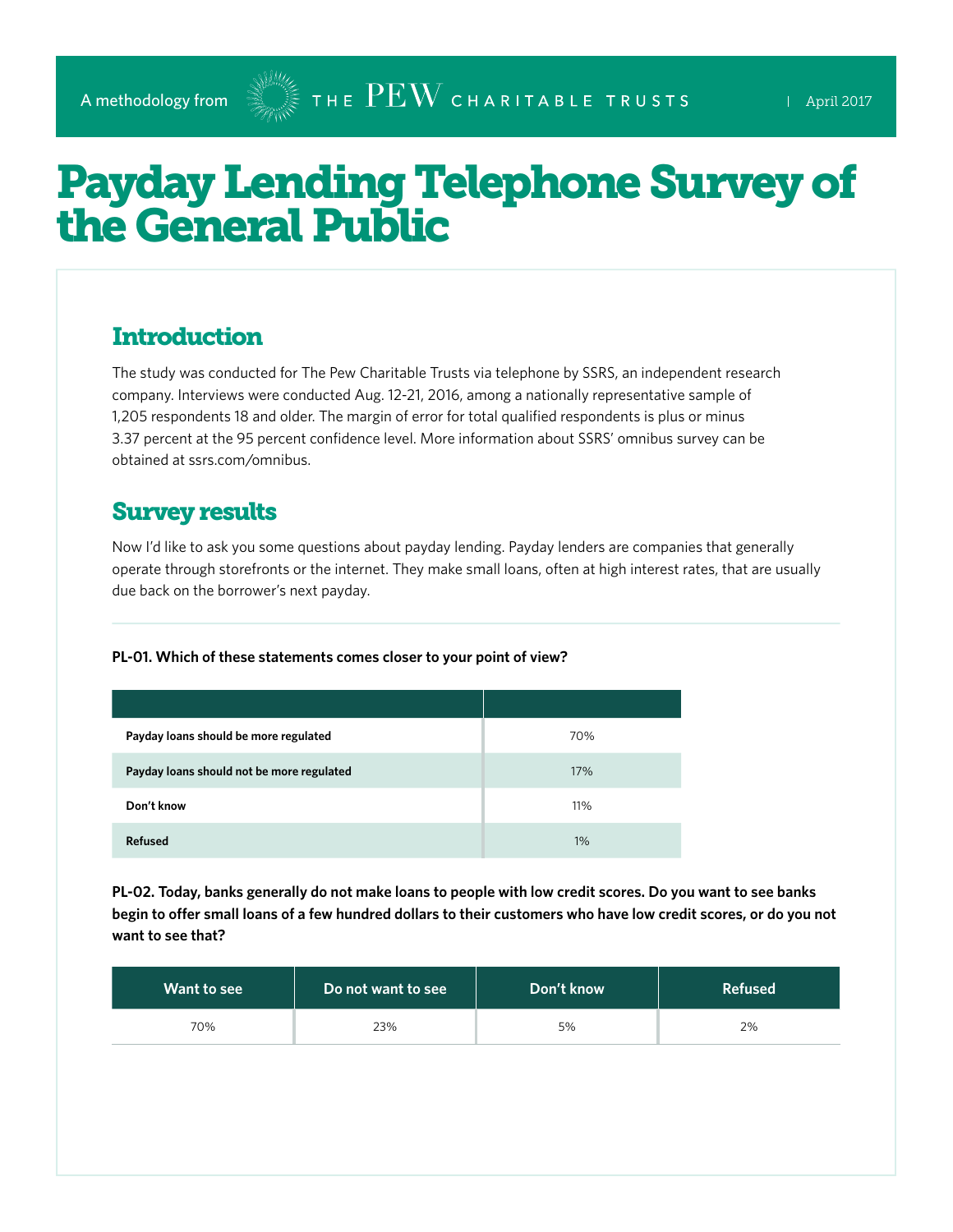A methodology from THE PEW CHARITABLE TRUSTS | April 2017

# Payday Lending Telephone Survey of the General Public

## Introduction

The study was conducted for The Pew Charitable Trusts via telephone by SSRS, an independent research company. Interviews were conducted Aug. 12-21, 2016, among a nationally representative sample of 1,205 respondents 18 and older. The margin of error for total qualified respondents is plus or minus 3.37 percent at the 95 percent confidence level. More information about SSRS' omnibus survey can be obtained at ssrs.com/omnibus.

## Survey results

Now I'd like to ask you some questions about payday lending. Payday lenders are companies that generally operate through storefronts or the internet. They make small loans, often at high interest rates, that are usually due back on the borrower's next payday.

**PL-01. Which of these statements comes closer to your point of view?**

| | |
|---|---|
| **Payday loans should be more regulated** | 70% |
| **Payday loans should not be more regulated** | 17% |
| **Don't know** | 11% |
| **Refused** | 1% |

**PL-02. Today, banks generally do not make loans to people with low credit scores. Do you want to see banks begin to offer small loans of a few hundred dollars to their customers who have low credit scores, or do you not want to see that?**

| Want to see | Do not want to see | Don't know | Refused |
|---|---|---|---|
| 70% | 23% | 5% | 2% |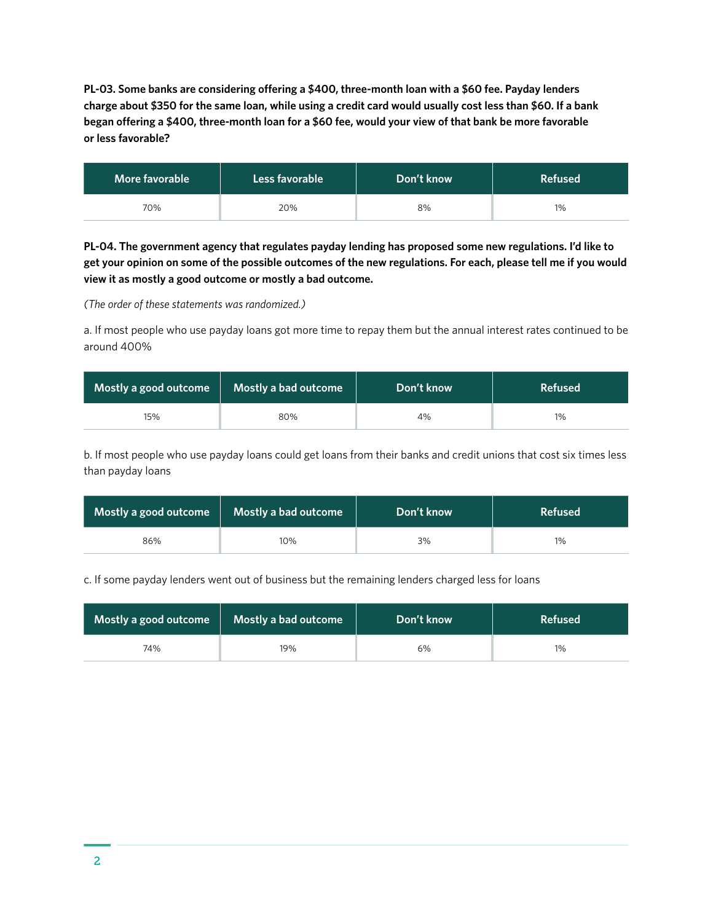**PL-03. Some banks are considering offering a $400, three-month loan with a $60 fee. Payday lenders charge about $350 for the same loan, while using a credit card would usually cost less than $60. If a bank began offering a $400, three-month loan for a $60 fee, would your view of that bank be more favorable or less favorable?**

| More favorable | Less favorable | Don't know | Refused |
|---|---|---|---|
| 70% | 20% | 8% | 1% |

**PL-04. The government agency that regulates payday lending has proposed some new regulations. I'd like to get your opinion on some of the possible outcomes of the new regulations. For each, please tell me if you would view it as mostly a good outcome or mostly a bad outcome.**

*(The order of these statements was randomized.)*

a. If most people who use payday loans got more time to repay them but the annual interest rates continued to be around 400%

| Mostly a good outcome | Mostly a bad outcome | Don't know | Refused |
|---|---|---|---|
| 15% | 80% | 4% | 1% |

b. If most people who use payday loans could get loans from their banks and credit unions that cost six times less than payday loans

| Mostly a good outcome | Mostly a bad outcome | Don't know | Refused |
|---|---|---|---|
| 86% | 10% | 3% | 1% |

c. If some payday lenders went out of business but the remaining lenders charged less for loans

| Mostly a good outcome | Mostly a bad outcome | Don't know | Refused |
|---|---|---|---|
| 74% | 19% | 6% | 1% |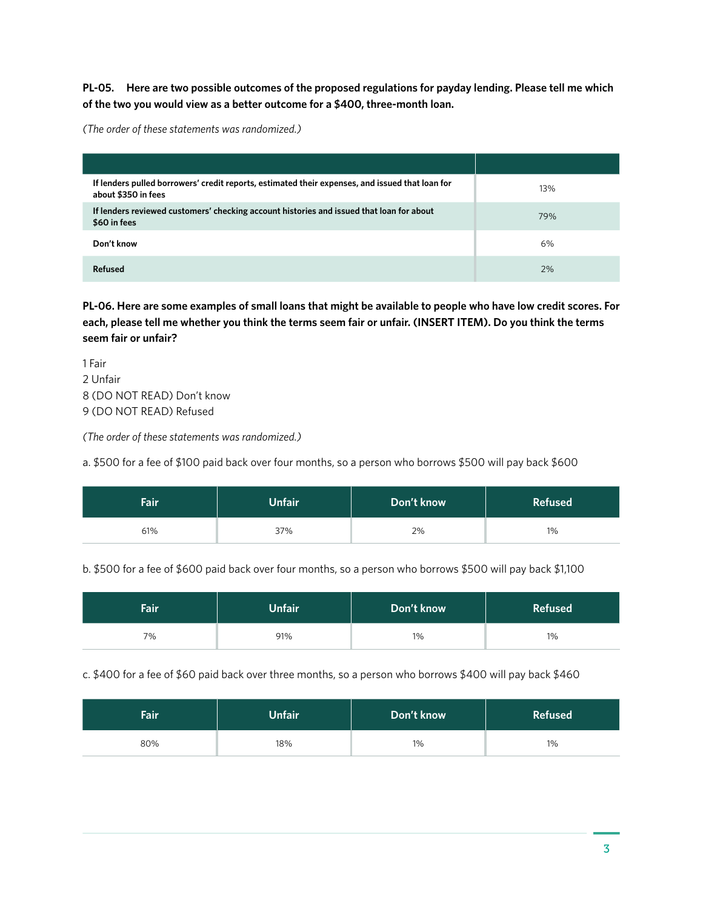**PL-05. Here are two possible outcomes of the proposed regulations for payday lending. Please tell me which of the two you would view as a better outcome for a $400, three-month loan.**

*(The order of these statements was randomized.)*

| | |
|---|---|
| **If lenders pulled borrowers' credit reports, estimated their expenses, and issued that loan for about $350 in fees** | 13% |
| **If lenders reviewed customers' checking account histories and issued that loan for about $60 in fees** | 79% |
| **Don't know** | 6% |
| **Refused** | 2% |

**PL-06. Here are some examples of small loans that might be available to people who have low credit scores. For each, please tell me whether you think the terms seem fair or unfair. (INSERT ITEM). Do you think the terms seem fair or unfair?**

1 Fair
2 Unfair
8 (DO NOT READ) Don't know
9 (DO NOT READ) Refused

*(The order of these statements was randomized.)*

a. $500 for a fee of $100 paid back over four months, so a person who borrows $500 will pay back $600

| Fair | Unfair | Don't know | Refused |
|---|---|---|---|
| 61% | 37% | 2% | 1% |

b. $500 for a fee of $600 paid back over four months, so a person who borrows $500 will pay back $1,100

| Fair | Unfair | Don't know | Refused |
|---|---|---|---|
| 7% | 91% | 1% | 1% |

c. $400 for a fee of $60 paid back over three months, so a person who borrows $400 will pay back $460

| Fair | Unfair | Don't know | Refused |
|---|---|---|---|
| 80% | 18% | 1% | 1% |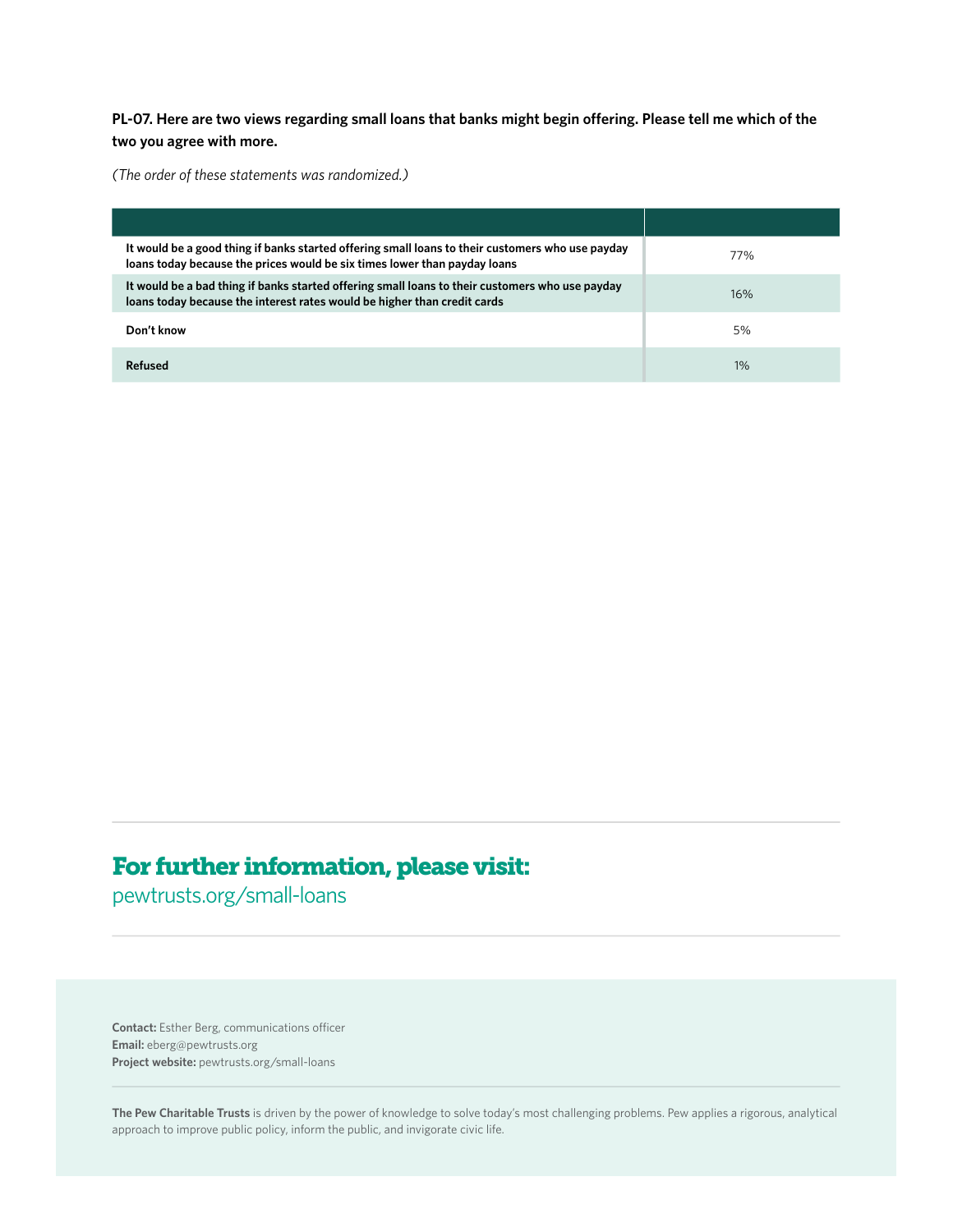**PL-07. Here are two views regarding small loans that banks might begin offering. Please tell me which of the two you agree with more.**

*(The order of these statements was randomized.)*

| | |
|---|---|
| **It would be a good thing if banks started offering small loans to their customers who use payday loans today because the prices would be six times lower than payday loans** | 77% |
| **It would be a bad thing if banks started offering small loans to their customers who use payday loans today because the interest rates would be higher than credit cards** | 16% |
| **Don't know** | 5% |
| **Refused** | 1% |

## For further information, please visit:

pewtrusts.org/small-loans

**Contact:** Esther Berg, communications officer
**Email:** eberg@pewtrusts.org
**Project website:** pewtrusts.org/small-loans

**The Pew Charitable Trusts** is driven by the power of knowledge to solve today's most challenging problems. Pew applies a rigorous, analytical approach to improve public policy, inform the public, and invigorate civic life.